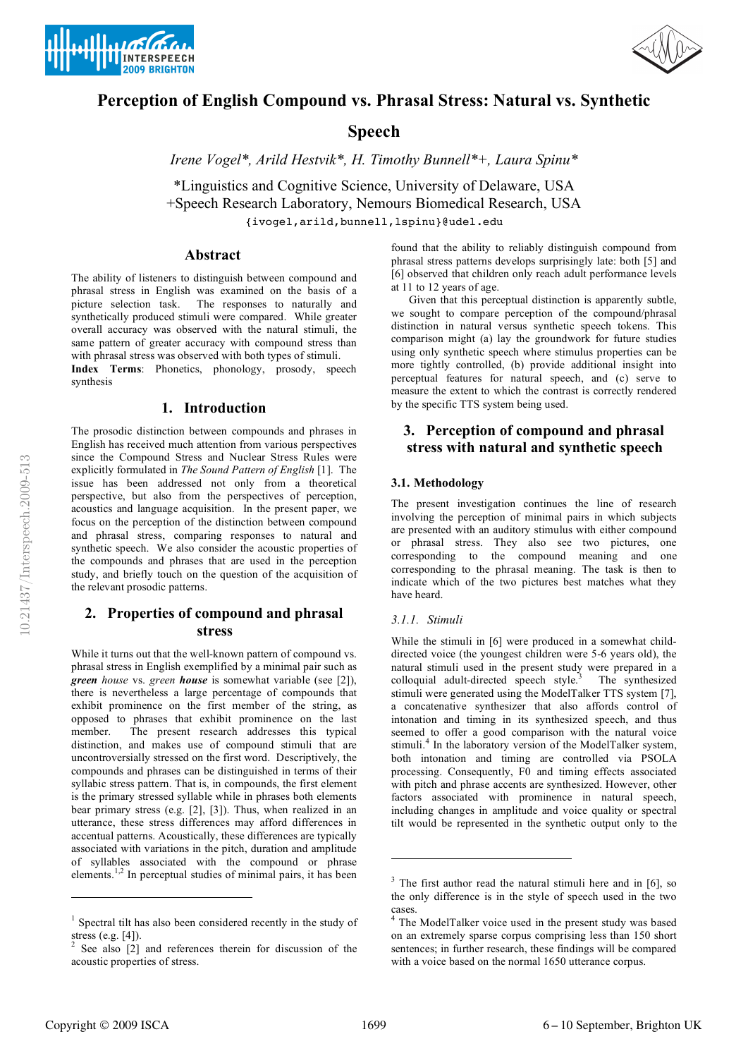# Perception of English Compound vs. Phrasal Stress: Natural vs. Synthetic Speech

*Irene Vogel\*, Arild Hestvik\*, H. Timothy Bunnell\*+, Laura Spinu\**

\*Linguistics and Cognitive Science, University of Delaware, USA
+Speech Research Laboratory, Nemours Biomedical Research, USA

{ivogel,arild,bunnell,lspinu}@udel.edu

## Abstract

The ability of listeners to distinguish between compound and phrasal stress in English was examined on the basis of a picture selection task. The responses to naturally and synthetically produced stimuli were compared. While greater overall accuracy was observed with the natural stimuli, the same pattern of greater accuracy with compound stress than with phrasal stress was observed with both types of stimuli.

**Index Terms**: Phonetics, phonology, prosody, speech synthesis

## 1. Introduction

The prosodic distinction between compounds and phrases in English has received much attention from various perspectives since the Compound Stress and Nuclear Stress Rules were explicitly formulated in *The Sound Pattern of English* [1]. The issue has been addressed not only from a theoretical perspective, but also from the perspectives of perception, acoustics and language acquisition. In the present paper, we focus on the perception of the distinction between compound and phrasal stress, comparing responses to natural and synthetic speech. We also consider the acoustic properties of the compounds and phrases that are used in the perception study, and briefly touch on the question of the acquisition of the relevant prosodic patterns.

## 2. Properties of compound and phrasal stress

While it turns out that the well-known pattern of compound vs. phrasal stress in English exemplified by a minimal pair such as ***green** house* vs. *green **house*** is somewhat variable (see [2]), there is nevertheless a large percentage of compounds that exhibit prominence on the first member of the string, as opposed to phrases that exhibit prominence on the last member. The present research addresses this typical distinction, and makes use of compound stimuli that are uncontroversially stressed on the first word. Descriptively, the compounds and phrases can be distinguished in terms of their syllabic stress pattern. That is, in compounds, the first element is the primary stressed syllable while in phrases both elements bear primary stress (e.g. [2], [3]). Thus, when realized in an utterance, these stress differences may afford differences in accentual patterns. Acoustically, these differences are typically associated with variations in the pitch, duration and amplitude of syllables associated with the compound or phrase elements.[1,2] In perceptual studies of minimal pairs, it has been found that the ability to reliably distinguish compound from phrasal stress patterns develops surprisingly late: both [5] and [6] observed that children only reach adult performance levels at 11 to 12 years of age.

Given that this perceptual distinction is apparently subtle, we sought to compare perception of the compound/phrasal distinction in natural versus synthetic speech tokens. This comparison might (a) lay the groundwork for future studies using only synthetic speech where stimulus properties can be more tightly controlled, (b) provide additional insight into perceptual features for natural speech, and (c) serve to measure the extent to which the contrast is correctly rendered by the specific TTS system being used.

## 3. Perception of compound and phrasal stress with natural and synthetic speech

### 3.1. Methodology

The present investigation continues the line of research involving the perception of minimal pairs in which subjects are presented with an auditory stimulus with either compound or phrasal stress. They also see two pictures, one corresponding to the compound meaning and one corresponding to the phrasal meaning. The task is then to indicate which of the two pictures best matches what they have heard.

#### 3.1.1. Stimuli

While the stimuli in [6] were produced in a somewhat child-directed voice (the youngest children were 5-6 years old), the natural stimuli used in the present study were prepared in a colloquial adult-directed speech style.[3] The synthesized stimuli were generated using the ModelTalker TTS system [7], a concatenative synthesizer that also affords control of intonation and timing in its synthesized speech, and thus seemed to offer a good comparison with the natural speech stimuli.[4] In the laboratory version of the ModelTalker system, both intonation and timing are controlled via PSOLA processing. Consequently, F0 and timing effects associated with pitch and phrase accents are synthesized. However, other factors associated with prominence in natural speech, including changes in amplitude and voice quality or spectral tilt would be represented in the synthetic output only to the

---

[1] Spectral tilt has also been considered recently in the study of stress (e.g. [4]).

[2] See also [2] and references therein for discussion of the acoustic properties of stress.

[3] The first author read the natural stimuli here and in [6], so the only difference is in the style of speech used in the two cases.

[4] The ModelTalker voice used in the present study was based on an extremely sparse corpus comprising less than 150 short sentences; in further research, these findings will be compared with a voice based on the normal 1650 utterance corpus.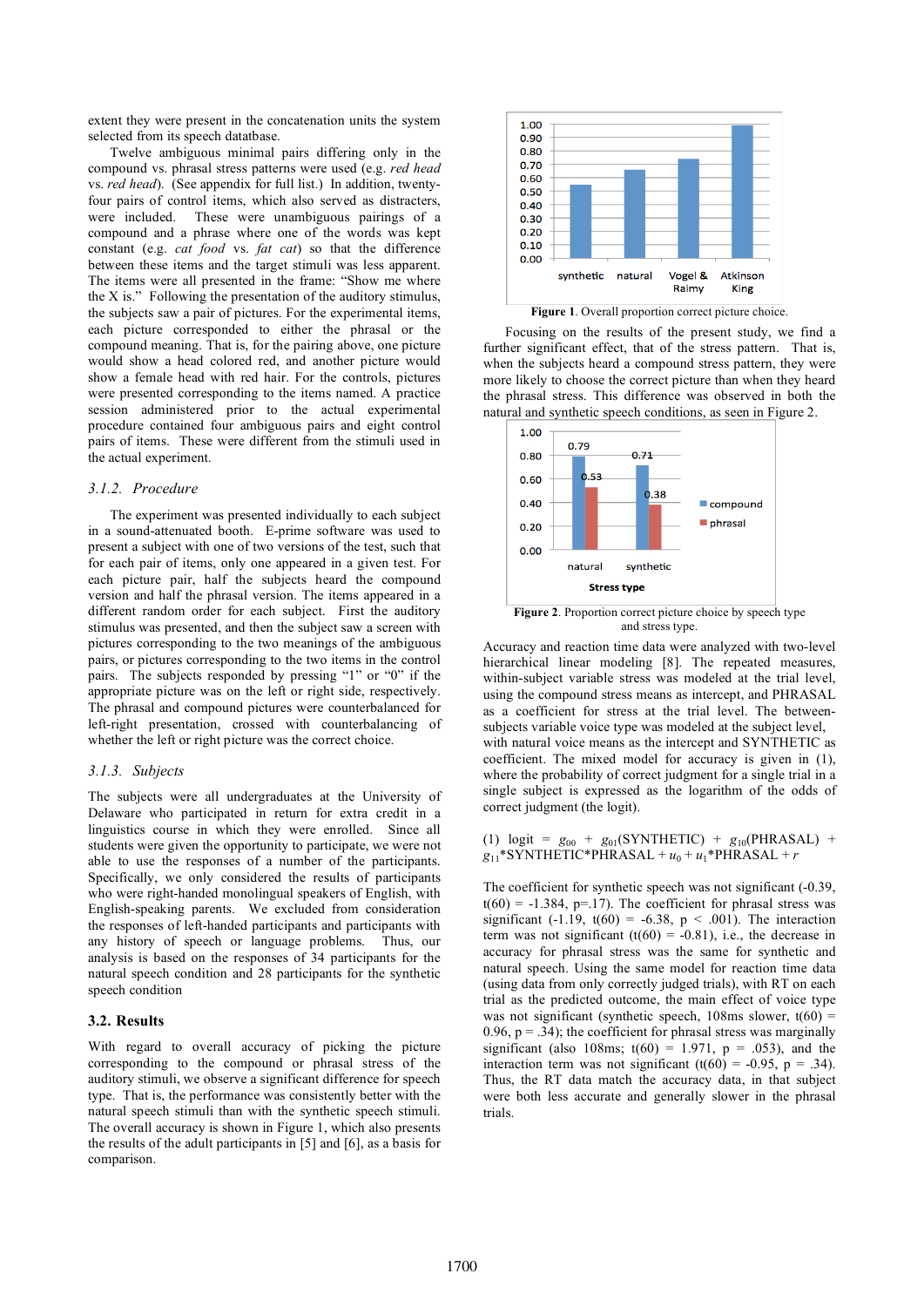extent they were present in the concatenation units the system selected from its speech datbatbase.

Twelve ambiguous minimal pairs differing only in the compound vs. phrasal stress patterns were used (e.g. *red head* vs. *red head*). (See appendix for full list.) In addition, twenty-four pairs of control items, which also served as distracters, were included. These were unambiguous pairings of a compound and a phrase where one of the words was kept constant (e.g. *cat food* vs. *fat cat*) so that the difference between these items and the target stimuli was less apparent. The items were all presented in the frame: "Show me where the X is." Following the presentation of the auditory stimulus, the subjects saw a pair of pictures. For the experimental items, each picture corresponded to either the phrasal or the compound meaning. That is, for the pairing above, one picture would show a head colored red, and another picture would show a female head with red hair. For the controls, pictures were presented corresponding to the items named. A practice session administered prior to the actual experimental procedure contained four ambiguous pairs and eight control pairs of items. These were different from the stimuli used in the actual experiment.

### 3.1.2. Procedure

The experiment was presented individually to each subject in a sound-attenuated booth. E-prime software was used to present a subject with one of two versions of the test, such that for each pair of items, only one appeared in a given test. For each picture pair, half the subjects heard the compound version and half the phrasal version. The items appeared in a different random order for each subject. First the auditory stimulus was presented, and then the subject saw a screen with pictures corresponding to the two meanings of the ambiguous pairs, or pictures corresponding to the two items in the control pairs. The subjects responded by pressing "1" or "0" if the appropriate picture was on the left or right side, respectively. The phrasal and compound pictures were counterbalanced for left-right presentation, crossed with counterbalancing of whether the left or right picture was the correct choice.

### 3.1.3. Subjects

The subjects were all undergraduates at the University of Delaware who participated in return for extra credit in a linguistics course in which they were enrolled. Since all students were given the opportunity to participate, we were not able to use the responses of a number of the participants. Specifically, we only considered the results of participants who were right-handed monolingual speakers of English, with English-speaking parents. We excluded from consideration the responses of left-handed participants and participants with any history of speech or language problems. Thus, our analysis is based on the responses of 34 participants for the natural speech condition and 28 participants for the synthetic speech condition

## 3.2. Results

With regard to overall accuracy of picking the picture corresponding to the compound or phrasal stress of the auditory stimuli, we observe a significant difference for speech type. That is, the performance was consistently better with the natural speech stimuli than with the synthetic speech stimuli. The overall accuracy is shown in Figure 1, which also presents the results of the adult participants in [5] and [6], as a basis for comparison.

Figure 1. Overall proportion correct picture choice.

Focusing on the results of the present study, we find a further significant effect, that of the stress pattern. That is, when the subjects heard a compound stress pattern, they were more likely to choose the correct picture than when they heard the phrasal stress. This difference was observed in both the natural and synthetic speech conditions, as seen in Figure 2.

Figure 2. Proportion correct picture choice by speech type and stress type.

Accuracy and reaction time data were analyzed with two-level hierarchical linear modeling [8]. The repeated measures, within-subject variable stress was modeled at the trial level, using the compound stress means as intercept, and PHRASAL as a coefficient for stress at the trial level. The between-subjects variable voice type was modeled at the subject level, with natural voice means as the intercept and SYNTHETIC as coefficient. The mixed model for accuracy is given in (1), where the probability of correct judgment for a single trial in a single subject is expressed as the logarithm of the odds of correct judgment (the logit).

(1) $\text{logit} = g_{00} + g_{01}(\text{SYNTHETIC}) + g_{10}(\text{PHRASAL}) + g_{11}{*}\text{SYNTHETIC}{*}\text{PHRASAL} + u_0 + u_1{*}\text{PHRASAL} + r$

The coefficient for synthetic speech was not significant (-0.39, $t(60) = -1.384$, $p=.17$). The coefficient for phrasal stress was significant (-1.19, $t(60) = -6.38$, $p < .001$). The interaction term was not significant ($t(60) = -0.81$), i.e., the decrease in accuracy for phrasal stress was the same for synthetic and natural speech. Using the same model for reaction time data (using data from only correctly judged trials), with RT on each trial as the predicted outcome, the main effect of voice type was not significant (synthetic speech, 108ms slower, $t(60) = 0.96$, $p = .34$); the coefficient for phrasal stress was marginally significant (also 108ms; $t(60) = 1.971$, $p = .053$), and the interaction term was not significant ($t(60) = -0.95$, $p = .34$). Thus, the RT data match the accuracy data, in that subject were both less accurate and generally slower in the phrasal trials.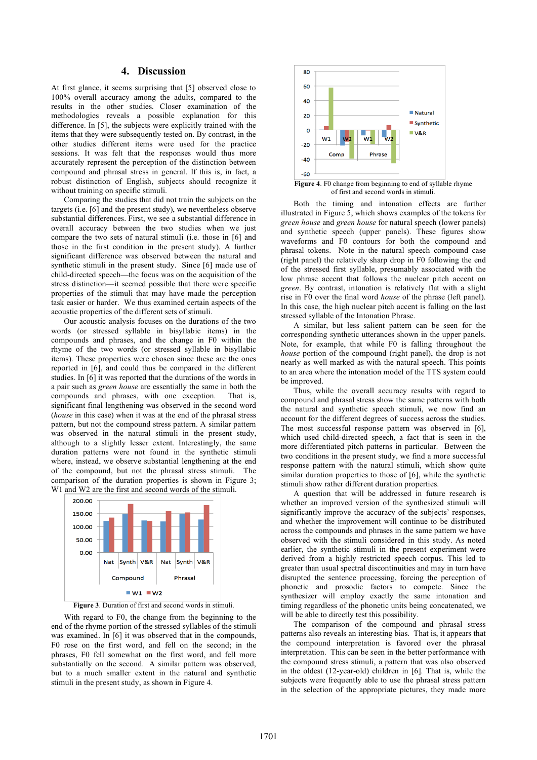## 4. Discussion

At first glance, it seems surprising that [5] observed close to 100% overall accuracy among the adults, compared to the results in the other studies. Closer examination of the methodologies reveals a possible explanation for this difference. In [5], the subjects were explicitly trained with the items that they were subsequently tested on. By contrast, in the other studies different items were used for the practice sessions. It was felt that the responses would thus more accurately represent the perception of the distinction between compound and phrasal stress in general. If this is, in fact, a robust distinction of English, subjects should recognize it without training on specific stimuli.

Comparing the studies that did not train the subjects on the targets (i.e. [6] and the present study), we nevertheless observe substantial differences. First, we see a substantial difference in overall accuracy between the two studies when we just compare the two sets of natural stimuli (i.e. those in [6] and those in the first condition in the present study). A further significant difference was observed between the natural and synthetic stimuli in the present study. Since [6] made use of child-directed speech—the focus was on the acquisition of the stress distinction—it seemed possible that there were specific properties of the stimuli that may have made the perception task easier or harder. We thus examined certain aspects of the acoustic properties of the different sets of stimuli.

Our acoustic analysis focuses on the durations of the two words (or stressed syllable in bisyllabic items) in the compounds and phrases, and the change in F0 within the rhyme of the two words (or stressed syllable in bisyllabic items). These properties were chosen since these are the ones reported in [6], and could thus be compared in the different studies. In [6] it was reported that the durations of the words in a pair such as *green house* are essentially the same in both the compounds and phrases, with one exception. That is, significant final lengthening was observed in the second word (*house* in this case) when it was at the end of the phrasal stress pattern, but not the compound stress pattern. A similar pattern was observed in the natural stimuli in the present study, although to a slightly lesser extent. Interestingly, the same duration patterns were not found in the synthetic stimuli where, instead, we observe substantial lengthening at the end of the compound, but not the phrasal stress stimuli. The comparison of the duration properties is shown in Figure 3; W1 and W2 are the first and second words of the stimuli.

**Figure 3**. Duration of first and second words in stimuli.

With regard to F0, the change from the beginning to the end of the rhyme portion of the stressed syllables of the stimuli was examined. In [6] it was observed that in the compounds, F0 rose on the first word, and fell on the second; in the phrases, F0 fell somewhat on the first word, and fell more substantially on the second. A similar pattern was observed, but to a much smaller extent in the natural and synthetic stimuli in the present study, as shown in Figure 4.

**Figure 4**. F0 change from beginning to end of syllable rhyme of first and second words in stimuli.

Both the timing and intonation effects are further illustrated in Figure 5, which shows examples of the tokens for *green house* and *green house* for natural speech (lower panels) and synthetic speech (upper panels). These figures show waveforms and F0 contours for both the compound and phrasal tokens. Note in the natural speech compound case (right panel) the relatively sharp drop in F0 following the end of the stressed first syllable, presumably associated with the low phrase accent that follows the nuclear pitch accent on *green*. By contrast, intonation is relatively flat with a slight rise in F0 over the final word *house* of the phrase (left panel). In this case, the high nuclear pitch accent is falling on the last stressed syllable of the Intonation Phrase.

A similar, but less salient pattern can be seen for the corresponding synthetic utterances shown in the upper panels. Note, for example, that while F0 is falling through the *house* portion of the compound (right panel), the drop is not nearly as well marked as with the natural speech. This points to an area where the intonation model of the TTS system could be improved.

Thus, while the overall accuracy results with regard to compound and phrasal stress show the same patterns with both the natural and synthetic speech stimuli, we now find an account for the different degrees of success across the studies. The most successful response pattern was observed in [6], which used child-directed speech, a fact that is seen in the more differentiated pitch patterns in particular. Between the two conditions in the present study, we find a more successful response pattern with the natural stimuli, which show quite similar duration properties to those of [6], while the synthetic stimuli show rather different duration properties.

A question that will be addressed in future research is whether an improved version of the synthesized stimuli will significantly improve the accuracy of the subjects' responses, and whether the improvement will continue to be distributed across the compounds and phrases in the same pattern we have observed with the stimuli considered in this study. As noted earlier, the synthetic stimuli in the present experiment were derived from a highly restricted speech corpus. This led to greater than usual spectral discontinuities and may in turn have disrupted the sentence processing, forcing the perception of phonetic and prosodic factors to compete. Since the synthesizer will employ exactly the same intonation and timing regardless of the phonetic units being concatenated, we will be able to directly test this possibility.

The comparison of the compound and phrasal stress patterns also reveals an interesting bias. That is, it appears that the compound interpretation is favored over the phrasal interpretation. This can be seen in the better performance with the compound stress stimuli, a pattern that was also observed in the oldest (12-year-old) children in [6]. That is, while the subjects were frequently able to use the phrasal stress pattern in the selection of the appropriate pictures, they made more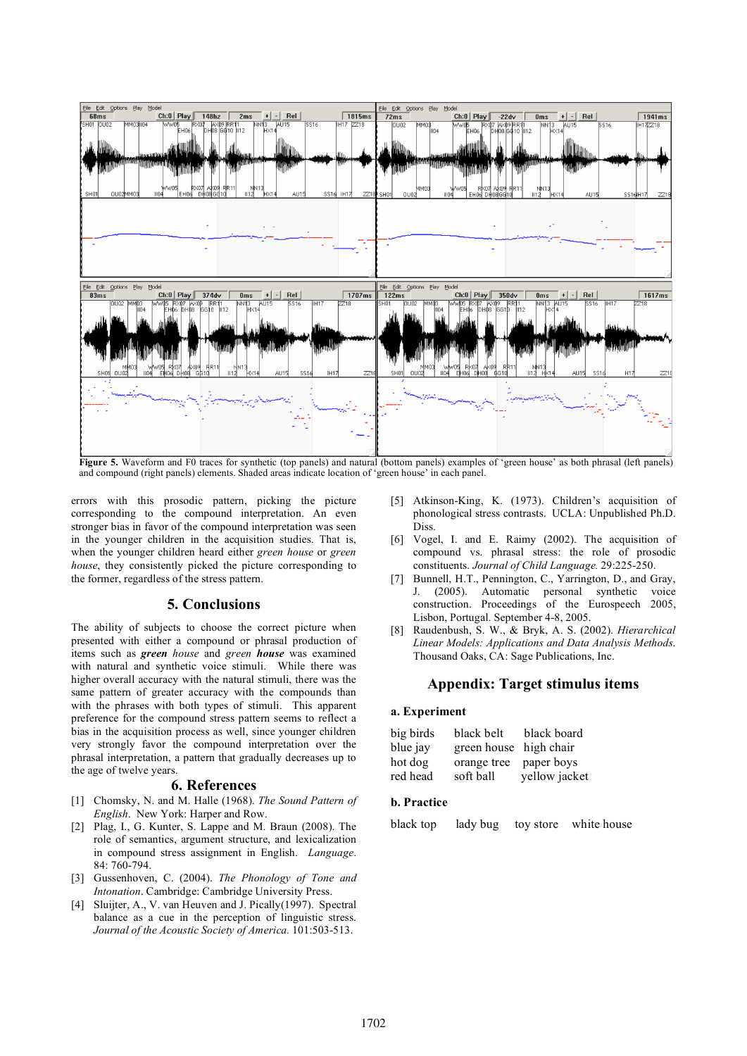Figure 5. Waveform and F0 traces for synthetic (top panels) and natural (bottom panels) examples of 'green house' as both phrasal (left panels) and compound (right panels) elements. Shaded areas indicate location of 'green house' in each panel.

errors with this prosodic pattern, picking the picture corresponding to the compound interpretation. An even stronger bias in favor of the compound interpretation was seen in the younger children in the acquisition studies. That is, when the younger children heard either *green house* or *green house*, they consistently picked the picture corresponding to the former, regardless of the stress pattern.

## 5. Conclusions

The ability of subjects to choose the correct picture when presented with either a compound or phrasal production of items such as ***green*** *house* and *green* ***house*** was examined with natural and synthetic voice stimuli. While there was higher overall accuracy with the natural stimuli, there was the same pattern of greater accuracy with the compounds than with the phrases with both types of stimuli. This apparent preference for the compound stress pattern seems to reflect a bias in the acquisition process as well, since younger children very strongly favor the compound interpretation over the phrasal interpretation, a pattern that gradually decreases up to the age of twelve years.

## 6. References

[1] Chomsky, N. and M. Halle (1968). *The Sound Pattern of English*. New York: Harper and Row.

[2] Plag, I., G. Kunter, S. Lappe and M. Braun (2008). The role of semantics, argument structure, and lexicalization in compound stress assignment in English. *Language*. 84: 760-794.

[3] Gussenhoven, C. (2004). *The Phonology of Tone and Intonation*. Cambridge: Cambridge University Press.

[4] Sluijter, A., V. van Heuven and J. Pically(1997). Spectral balance as a cue in the perception of linguistic stress. *Journal of the Acoustic Society of America*. 101:503-513.

[5] Atkinson-King, K. (1973). Children's acquisition of phonological stress contrasts. UCLA: Unpublished Ph.D. Diss.

[6] Vogel, I. and E. Raimy (2002). The acquisition of compound vs. phrasal stress: the role of prosodic constituents. *Journal of Child Language.* 29:225-250.

[7] Bunnell, H.T., Pennington, C., Yarrington, D., and Gray, J. (2005). Automatic personal synthetic voice construction. Proceedings of the Eurospeech 2005, Lisbon, Portugal. September 4-8, 2005.

[8] Raudenbush, S. W., & Bryk, A. S. (2002). *Hierarchical Linear Models: Applications and Data Analysis Methods*. Thousand Oaks, CA: Sage Publications, Inc.

## Appendix: Target stimulus items

### a. Experiment

| | | |
|---|---|---|
| big birds | black belt | black board |
| blue jay | green house | high chair |
| hot dog | orange tree | paper boys |
| red head | soft ball | yellow jacket |

### b. Practice

black top lady bug toy store white house